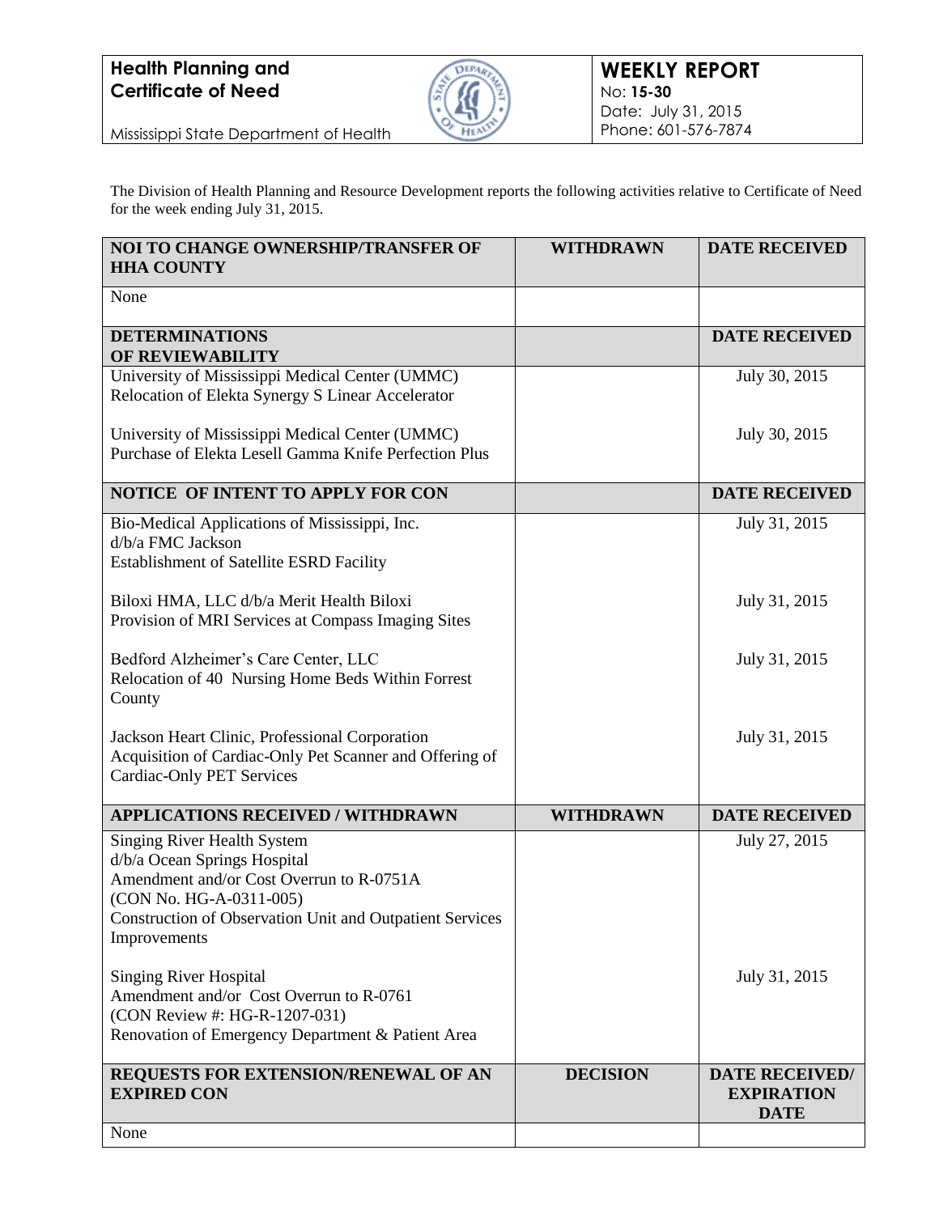**Health Planning and Certificate of Need**

Mississippi State Department of Health

**WEEKLY REPORT**
No: **15-30**
Date: July 31, 2015
Phone: 601-576-7874

The Division of Health Planning and Resource Development reports the following activities relative to Certificate of Need for the week ending July 31, 2015.

| NOI TO CHANGE OWNERSHIP/TRANSFER OF HHA COUNTY | WITHDRAWN | DATE RECEIVED |
|---|---|---|
| None | | |
| **DETERMINATIONS OF REVIEWABILITY** | | **DATE RECEIVED** |
| University of Mississippi Medical Center (UMMC) Relocation of Elekta Synergy S Linear Accelerator | | July 30, 2015 |
| University of Mississippi Medical Center (UMMC) Purchase of Elekta Lesell Gamma Knife Perfection Plus | | July 30, 2015 |
| **NOTICE OF INTENT TO APPLY FOR CON** | | **DATE RECEIVED** |
| Bio-Medical Applications of Mississippi, Inc. d/b/a FMC Jackson Establishment of Satellite ESRD Facility | | July 31, 2015 |
| Biloxi HMA, LLC d/b/a Merit Health Biloxi Provision of MRI Services at Compass Imaging Sites | | July 31, 2015 |
| Bedford Alzheimer's Care Center, LLC Relocation of 40 Nursing Home Beds Within Forrest County | | July 31, 2015 |
| Jackson Heart Clinic, Professional Corporation Acquisition of Cardiac-Only Pet Scanner and Offering of Cardiac-Only PET Services | | July 31, 2015 |
| **APPLICATIONS RECEIVED / WITHDRAWN** | **WITHDRAWN** | **DATE RECEIVED** |
| Singing River Health System d/b/a Ocean Springs Hospital Amendment and/or Cost Overrun to R-0751A (CON No. HG-A-0311-005) Construction of Observation Unit and Outpatient Services Improvements | | July 27, 2015 |
| Singing River Hospital Amendment and/or Cost Overrun to R-0761 (CON Review #: HG-R-1207-031) Renovation of Emergency Department & Patient Area | | July 31, 2015 |
| **REQUESTS FOR EXTENSION/RENEWAL OF AN EXPIRED CON** | **DECISION** | **DATE RECEIVED/ EXPIRATION DATE** |
| None | | |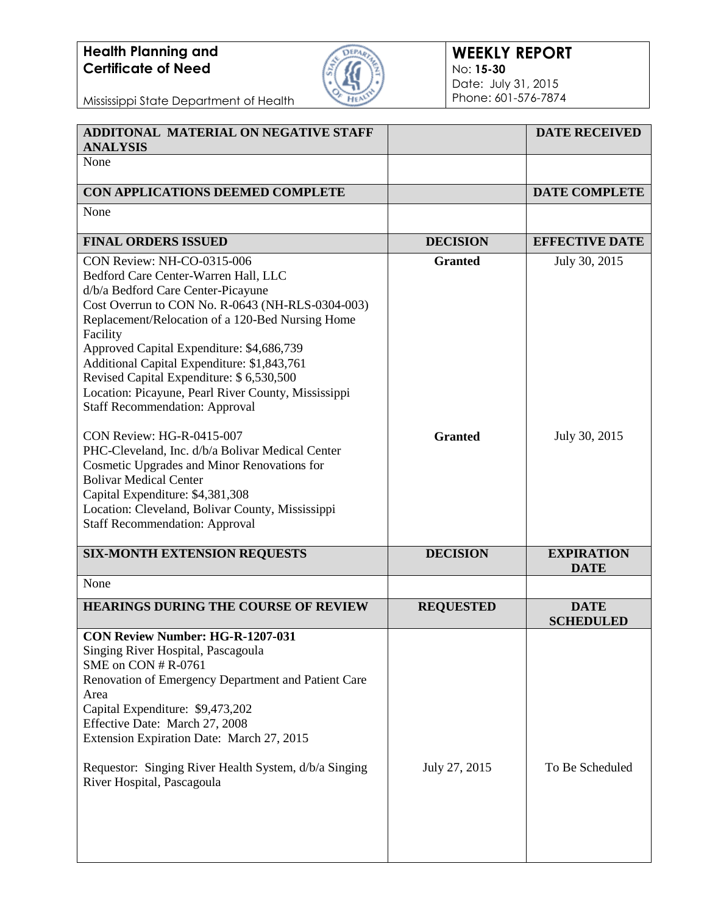**Health Planning and Certificate of Need**

Mississippi State Department of Health

# WEEKLY REPORT

No: **15-30**
Date: July 31, 2015
Phone: 601-576-7874

| ADDITONAL MATERIAL ON NEGATIVE STAFF ANALYSIS | | DATE RECEIVED |
|---|---|---|
| None | | |

| CON APPLICATIONS DEEMED COMPLETE | | DATE COMPLETE |
|---|---|---|
| None | | |

| FINAL ORDERS ISSUED | DECISION | EFFECTIVE DATE |
|---|---|---|
| CON Review: NH-CO-0315-006<br>Bedford Care Center-Warren Hall, LLC<br>d/b/a Bedford Care Center-Picayune<br>Cost Overrun to CON No. R-0643 (NH-RLS-0304-003)<br>Replacement/Relocation of a 120-Bed Nursing Home Facility<br>Approved Capital Expenditure: $4,686,739<br>Additional Capital Expenditure: $1,843,761<br>Revised Capital Expenditure: $ 6,530,500<br>Location: Picayune, Pearl River County, Mississippi<br>Staff Recommendation: Approval | **Granted** | July 30, 2015 |
| CON Review: HG-R-0415-007<br>PHC-Cleveland, Inc. d/b/a Bolivar Medical Center<br>Cosmetic Upgrades and Minor Renovations for Bolivar Medical Center<br>Capital Expenditure: $4,381,308<br>Location: Cleveland, Bolivar County, Mississippi<br>Staff Recommendation: Approval | **Granted** | July 30, 2015 |

| SIX-MONTH EXTENSION REQUESTS | DECISION | EXPIRATION DATE |
|---|---|---|
| None | | |

| HEARINGS DURING THE COURSE OF REVIEW | REQUESTED | DATE SCHEDULED |
|---|---|---|
| **CON Review Number: HG-R-1207-031**<br>Singing River Hospital, Pascagoula<br>SME on CON # R-0761<br>Renovation of Emergency Department and Patient Care Area<br>Capital Expenditure: $9,473,202<br>Effective Date: March 27, 2008<br>Extension Expiration Date: March 27, 2015<br><br>Requestor: Singing River Health System, d/b/a Singing River Hospital, Pascagoula | July 27, 2015 | To Be Scheduled |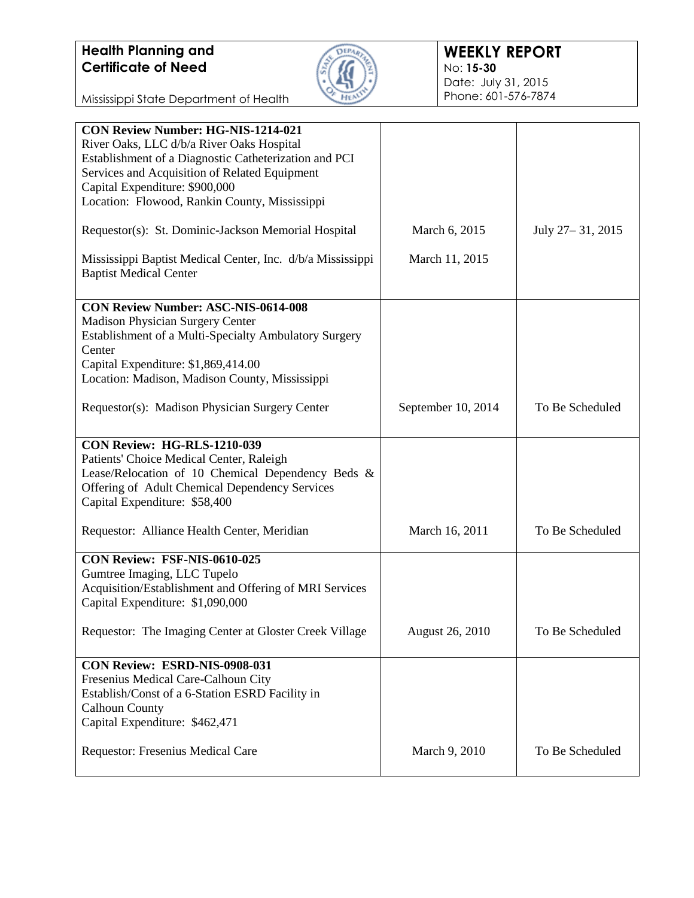**Health Planning and Certificate of Need**

Mississippi State Department of Health

**WEEKLY REPORT**
No: **15-30**
Date: July 31, 2015
Phone: 601-576-7874

| | | |
|---|---|---|
| **CON Review Number: HG-NIS-1214-021**<br>River Oaks, LLC d/b/a River Oaks Hospital<br>Establishment of a Diagnostic Catheterization and PCI Services and Acquisition of Related Equipment<br>Capital Expenditure: $900,000<br>Location: Flowood, Rankin County, Mississippi<br><br>Requestor(s): St. Dominic-Jackson Memorial Hospital<br><br>Mississippi Baptist Medical Center, Inc. d/b/a Mississippi Baptist Medical Center | March 6, 2015<br><br>March 11, 2015 | July 27– 31, 2015 |
| **CON Review Number: ASC-NIS-0614-008**<br>Madison Physician Surgery Center<br>Establishment of a Multi-Specialty Ambulatory Surgery Center<br>Capital Expenditure: $1,869,414.00<br>Location: Madison, Madison County, Mississippi<br><br>Requestor(s): Madison Physician Surgery Center | September 10, 2014 | To Be Scheduled |
| **CON Review: HG-RLS-1210-039**<br>Patients' Choice Medical Center, Raleigh<br>Lease/Relocation of 10 Chemical Dependency Beds & Offering of Adult Chemical Dependency Services<br>Capital Expenditure: $58,400<br><br>Requestor: Alliance Health Center, Meridian | March 16, 2011 | To Be Scheduled |
| **CON Review: FSF-NIS-0610-025**<br>Gumtree Imaging, LLC Tupelo<br>Acquisition/Establishment and Offering of MRI Services<br>Capital Expenditure: $1,090,000<br><br>Requestor: The Imaging Center at Gloster Creek Village | August 26, 2010 | To Be Scheduled |
| **CON Review: ESRD-NIS-0908-031**<br>Fresenius Medical Care-Calhoun City<br>Establish/Const of a 6-Station ESRD Facility in Calhoun County<br>Capital Expenditure: $462,471<br><br>Requestor: Fresenius Medical Care | March 9, 2010 | To Be Scheduled |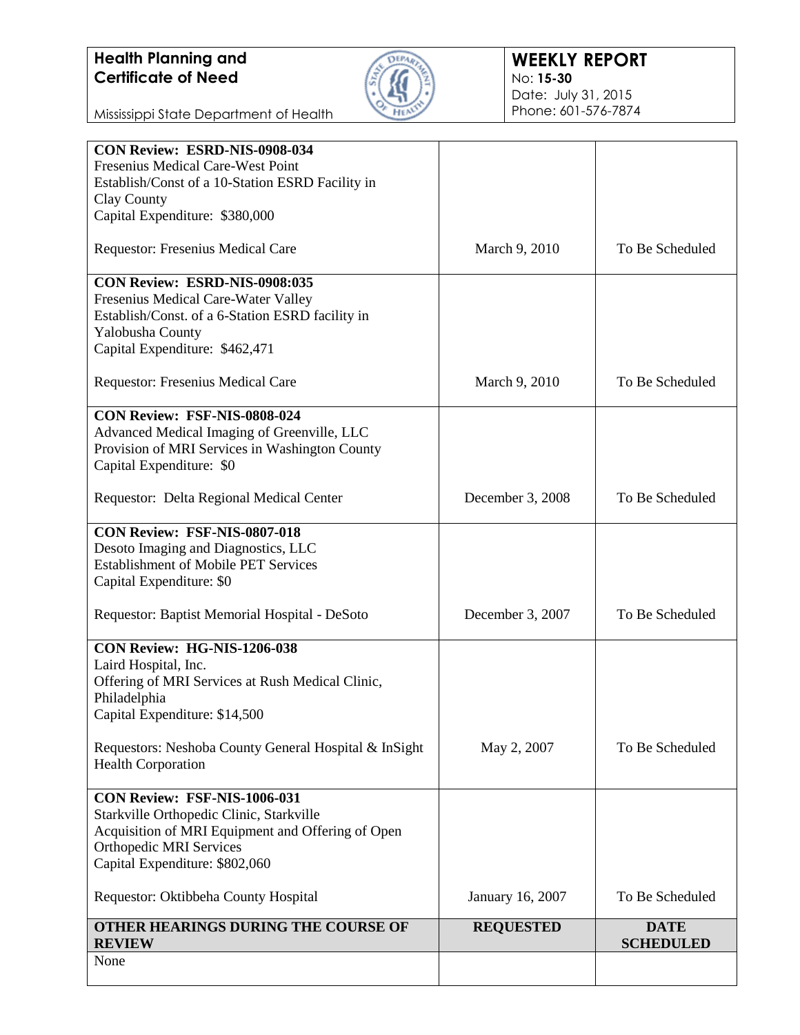**Health Planning and Certificate of Need**

Mississippi State Department of Health

**WEEKLY REPORT**
No: **15-30**
Date: July 31, 2015
Phone: 601-576-7874

| | | |
|---|---|---|
| **CON Review: ESRD-NIS-0908-034**<br>Fresenius Medical Care-West Point<br>Establish/Const of a 10-Station ESRD Facility in Clay County<br>Capital Expenditure: $380,000<br><br>Requestor: Fresenius Medical Care | March 9, 2010 | To Be Scheduled |
| **CON Review: ESRD-NIS-0908:035**<br>Fresenius Medical Care-Water Valley<br>Establish/Const. of a 6-Station ESRD facility in Yalobusha County<br>Capital Expenditure: $462,471<br><br>Requestor: Fresenius Medical Care | March 9, 2010 | To Be Scheduled |
| **CON Review: FSF-NIS-0808-024**<br>Advanced Medical Imaging of Greenville, LLC<br>Provision of MRI Services in Washington County<br>Capital Expenditure: $0<br><br>Requestor: Delta Regional Medical Center | December 3, 2008 | To Be Scheduled |
| **CON Review: FSF-NIS-0807-018**<br>Desoto Imaging and Diagnostics, LLC<br>Establishment of Mobile PET Services<br>Capital Expenditure: $0<br><br>Requestor: Baptist Memorial Hospital - DeSoto | December 3, 2007 | To Be Scheduled |
| **CON Review: HG-NIS-1206-038**<br>Laird Hospital, Inc.<br>Offering of MRI Services at Rush Medical Clinic, Philadelphia<br>Capital Expenditure: $14,500<br><br>Requestors: Neshoba County General Hospital & InSight Health Corporation | May 2, 2007 | To Be Scheduled |
| **CON Review: FSF-NIS-1006-031**<br>Starkville Orthopedic Clinic, Starkville<br>Acquisition of MRI Equipment and Offering of Open Orthopedic MRI Services<br>Capital Expenditure: $802,060<br><br>Requestor: Oktibbeha County Hospital | January 16, 2007 | To Be Scheduled |
| **OTHER HEARINGS DURING THE COURSE OF REVIEW** | **REQUESTED** | **DATE SCHEDULED** |
| None | | |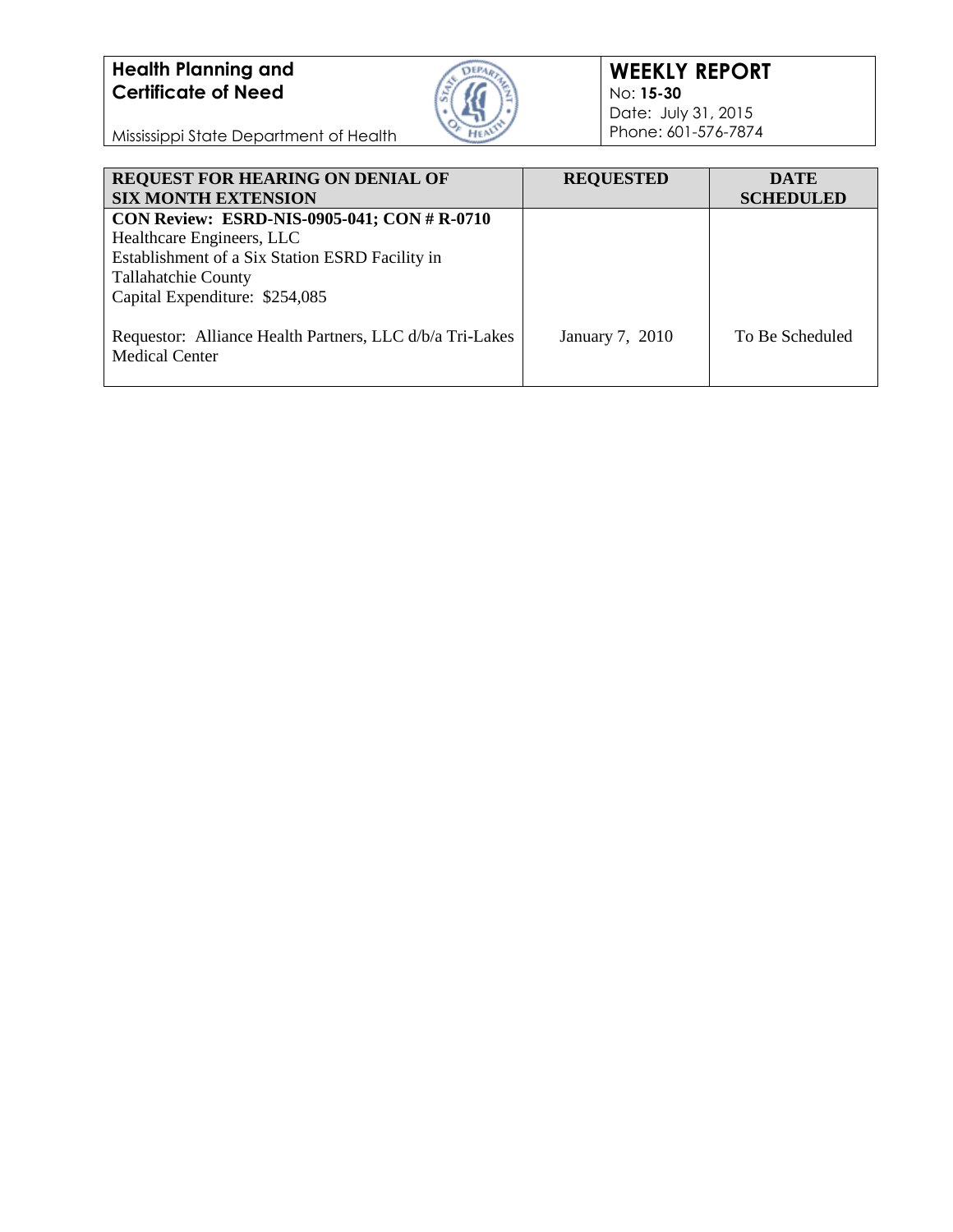| REQUEST FOR HEARING ON DENIAL OF SIX MONTH EXTENSION | REQUESTED | DATE SCHEDULED |
|---|---|---|
| **CON Review: ESRD-NIS-0905-041; CON # R-0710**<br>Healthcare Engineers, LLC<br>Establishment of a Six Station ESRD Facility in Tallahatchie County<br>Capital Expenditure: $254,085<br><br>Requestor: Alliance Health Partners, LLC d/b/a Tri-Lakes Medical Center | January 7, 2010 | To Be Scheduled |